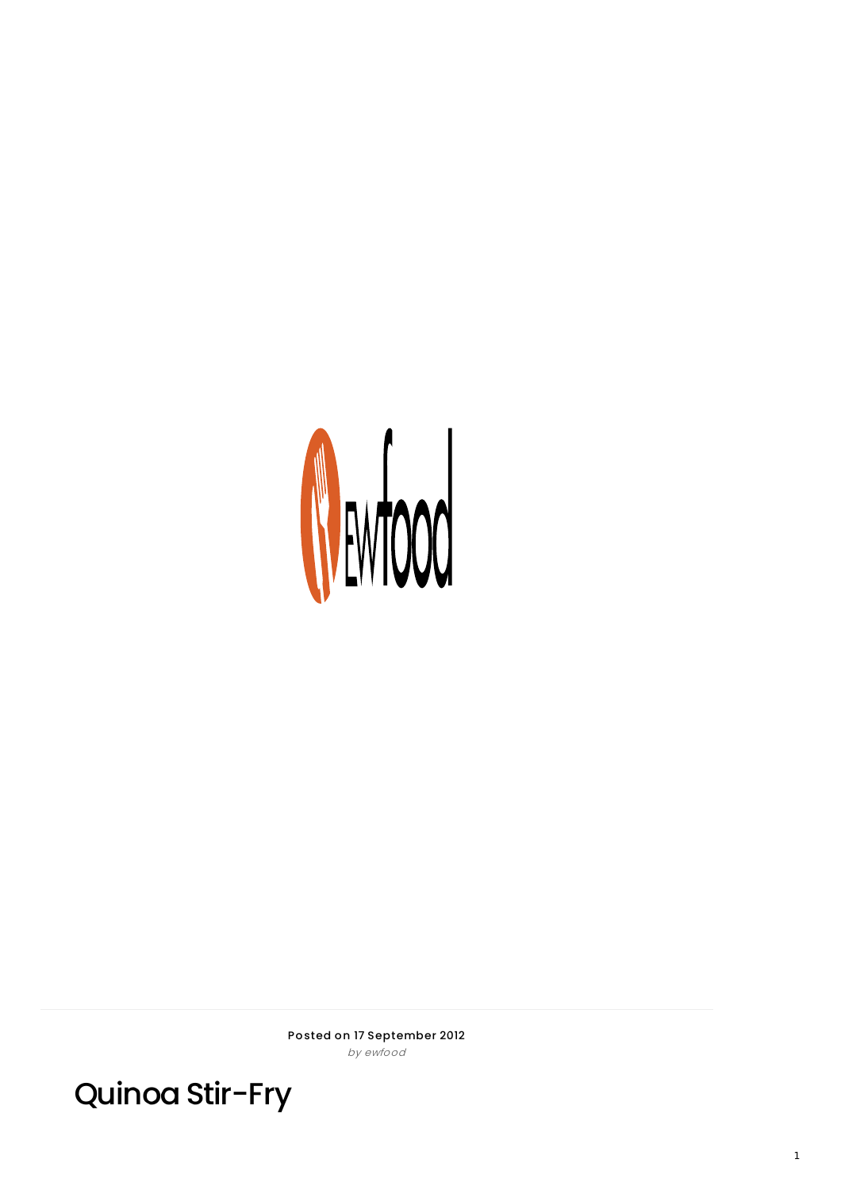Posted on 17 September 2012
*by ewfood*

# Quinoa Stir-Fry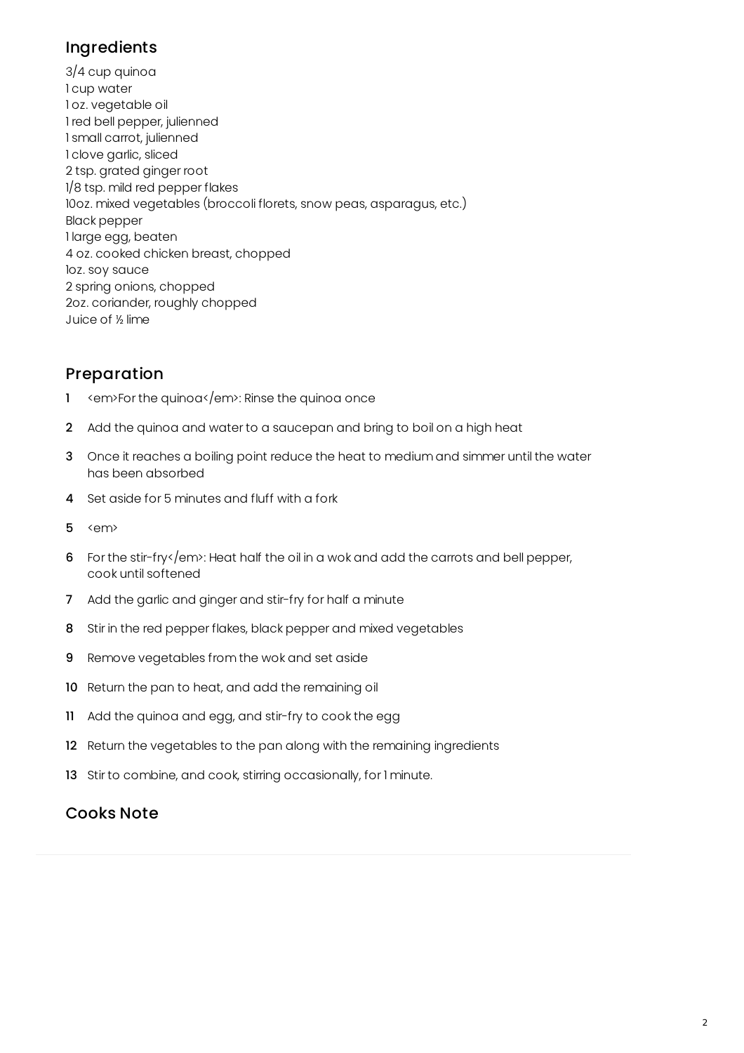## Ingredients

3/4 cup quinoa
1 cup water
1 oz. vegetable oil
1 red bell pepper, julienned
1 small carrot, julienned
1 clove garlic, sliced
2 tsp. grated ginger root
1/8 tsp. mild red pepper flakes
10oz. mixed vegetables (broccoli florets, snow peas, asparagus, etc.)
Black pepper
1 large egg, beaten
4 oz. cooked chicken breast, chopped
1oz. soy sauce
2 spring onions, chopped
2oz. coriander, roughly chopped
Juice of ½ lime

## Preparation

1. <em>For the quinoa</em>: Rinse the quinoa once
2. Add the quinoa and water to a saucepan and bring to boil on a high heat
3. Once it reaches a boiling point reduce the heat to medium and simmer until the water has been absorbed
4. Set aside for 5 minutes and fluff with a fork
5. <em>
6. For the stir-fry</em>: Heat half the oil in a wok and add the carrots and bell pepper, cook until softened
7. Add the garlic and ginger and stir-fry for half a minute
8. Stir in the red pepper flakes, black pepper and mixed vegetables
9. Remove vegetables from the wok and set aside
10. Return the pan to heat, and add the remaining oil
11. Add the quinoa and egg, and stir-fry to cook the egg
12. Return the vegetables to the pan along with the remaining ingredients
13. Stir to combine, and cook, stirring occasionally, for 1 minute.

## Cooks Note